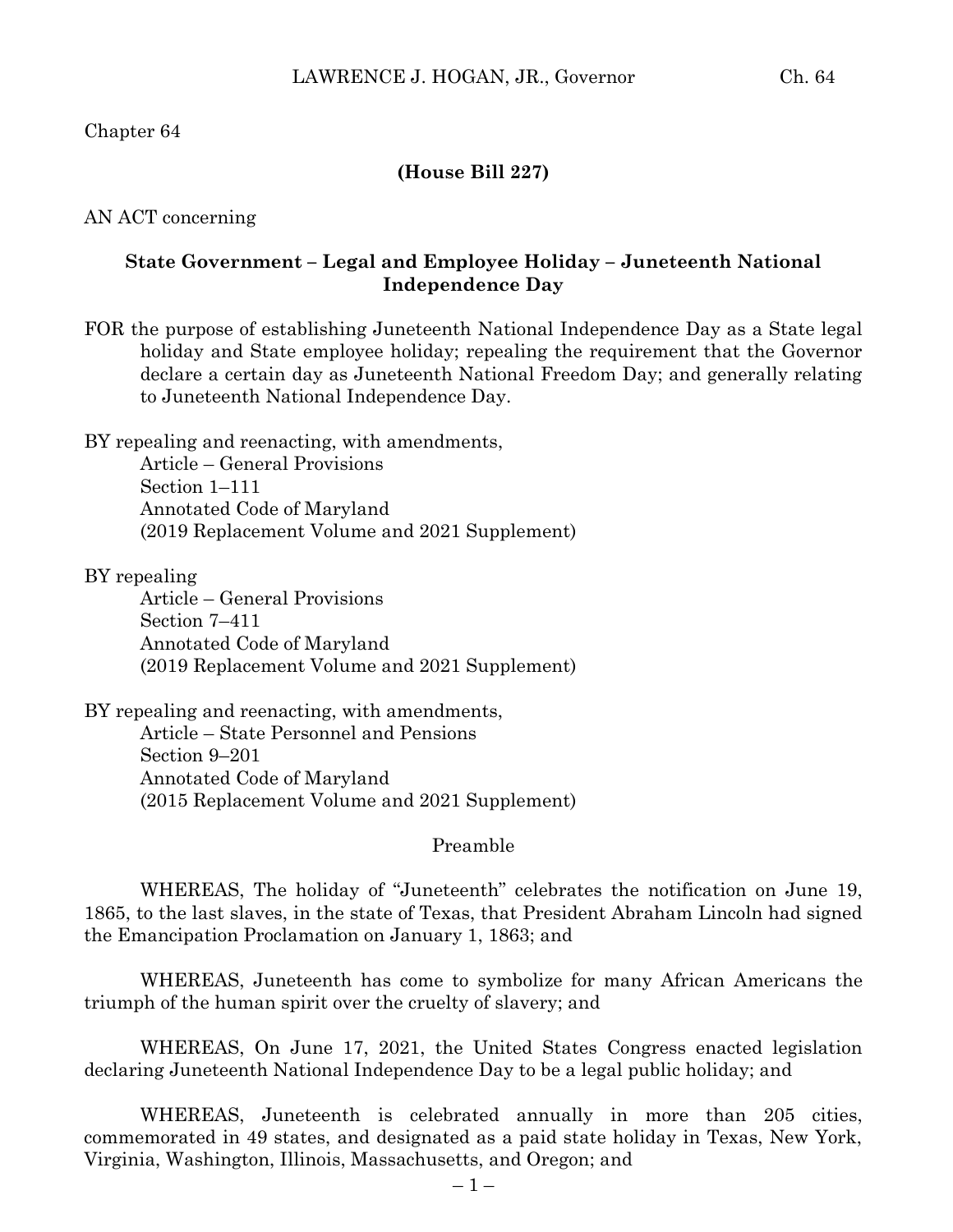Chapter 64

**(House Bill 227)**

AN ACT concerning

## State Government – Legal and Employee Holiday – Juneteenth National Independence Day

FOR the purpose of establishing Juneteenth National Independence Day as a State legal holiday and State employee holiday; repealing the requirement that the Governor declare a certain day as Juneteenth National Freedom Day; and generally relating to Juneteenth National Independence Day.

BY repealing and reenacting, with amendments,
Article – General Provisions
Section 1–111
Annotated Code of Maryland
(2019 Replacement Volume and 2021 Supplement)

BY repealing
Article – General Provisions
Section 7–411
Annotated Code of Maryland
(2019 Replacement Volume and 2021 Supplement)

BY repealing and reenacting, with amendments,
Article – State Personnel and Pensions
Section 9–201
Annotated Code of Maryland
(2015 Replacement Volume and 2021 Supplement)

Preamble

WHEREAS, The holiday of "Juneteenth" celebrates the notification on June 19, 1865, to the last slaves, in the state of Texas, that President Abraham Lincoln had signed the Emancipation Proclamation on January 1, 1863; and

WHEREAS, Juneteenth has come to symbolize for many African Americans the triumph of the human spirit over the cruelty of slavery; and

WHEREAS, On June 17, 2021, the United States Congress enacted legislation declaring Juneteenth National Independence Day to be a legal public holiday; and

WHEREAS, Juneteenth is celebrated annually in more than 205 cities, commemorated in 49 states, and designated as a paid state holiday in Texas, New York, Virginia, Washington, Illinois, Massachusetts, and Oregon; and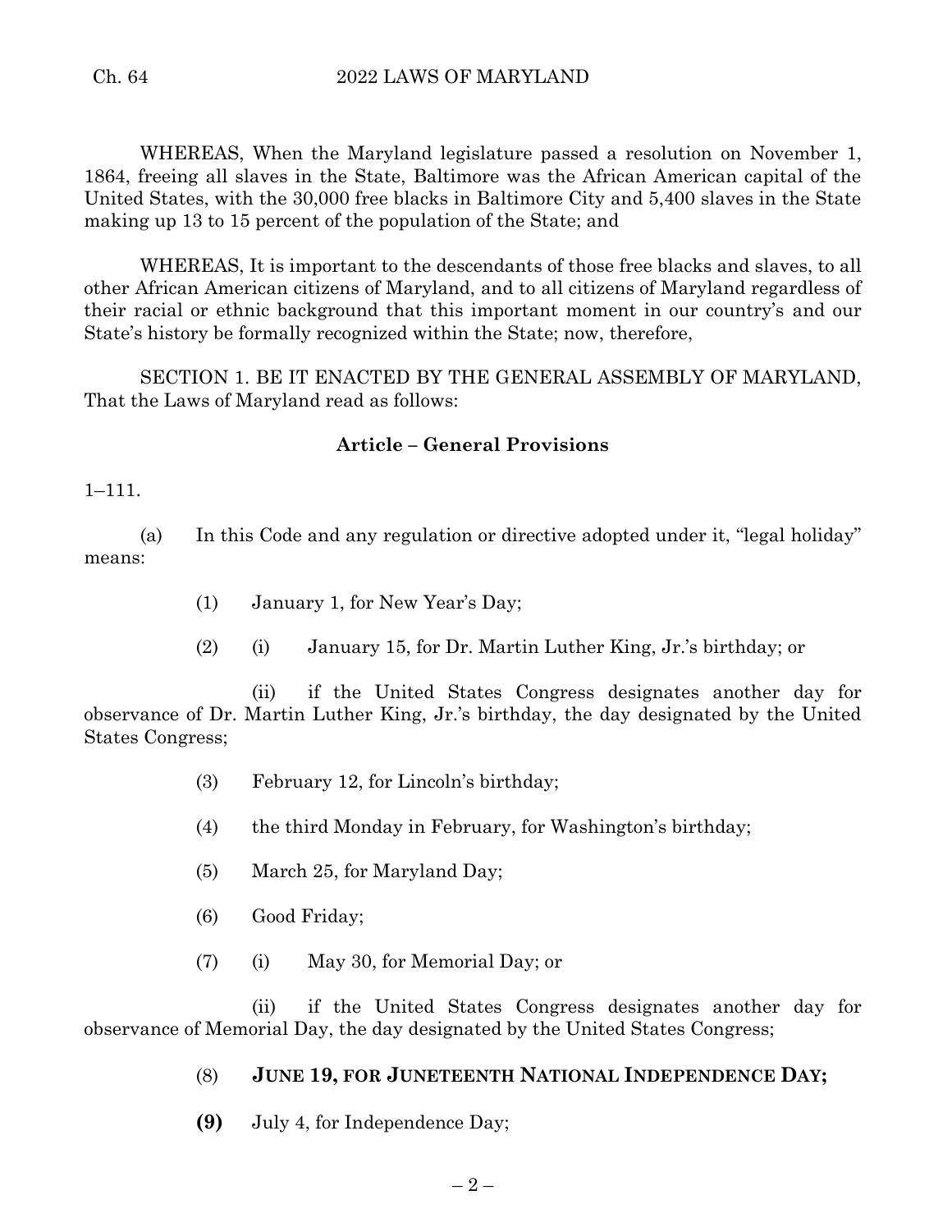WHEREAS, When the Maryland legislature passed a resolution on November 1, 1864, freeing all slaves in the State, Baltimore was the African American capital of the United States, with the 30,000 free blacks in Baltimore City and 5,400 slaves in the State making up 13 to 15 percent of the population of the State; and

WHEREAS, It is important to the descendants of those free blacks and slaves, to all other African American citizens of Maryland, and to all citizens of Maryland regardless of their racial or ethnic background that this important moment in our country's and our State's history be formally recognized within the State; now, therefore,

SECTION 1. BE IT ENACTED BY THE GENERAL ASSEMBLY OF MARYLAND, That the Laws of Maryland read as follows:

**Article – General Provisions**

1–111.

(a) In this Code and any regulation or directive adopted under it, "legal holiday" means:

(1) January 1, for New Year's Day;

(2) (i) January 15, for Dr. Martin Luther King, Jr.'s birthday; or

(ii) if the United States Congress designates another day for observance of Dr. Martin Luther King, Jr.'s birthday, the day designated by the United States Congress;

(3) February 12, for Lincoln's birthday;

(4) the third Monday in February, for Washington's birthday;

(5) March 25, for Maryland Day;

(6) Good Friday;

(7) (i) May 30, for Memorial Day; or

(ii) if the United States Congress designates another day for observance of Memorial Day, the day designated by the United States Congress;

(8) **JUNE 19, FOR JUNETEENTH NATIONAL INDEPENDENCE DAY;**

**(9)** July 4, for Independence Day;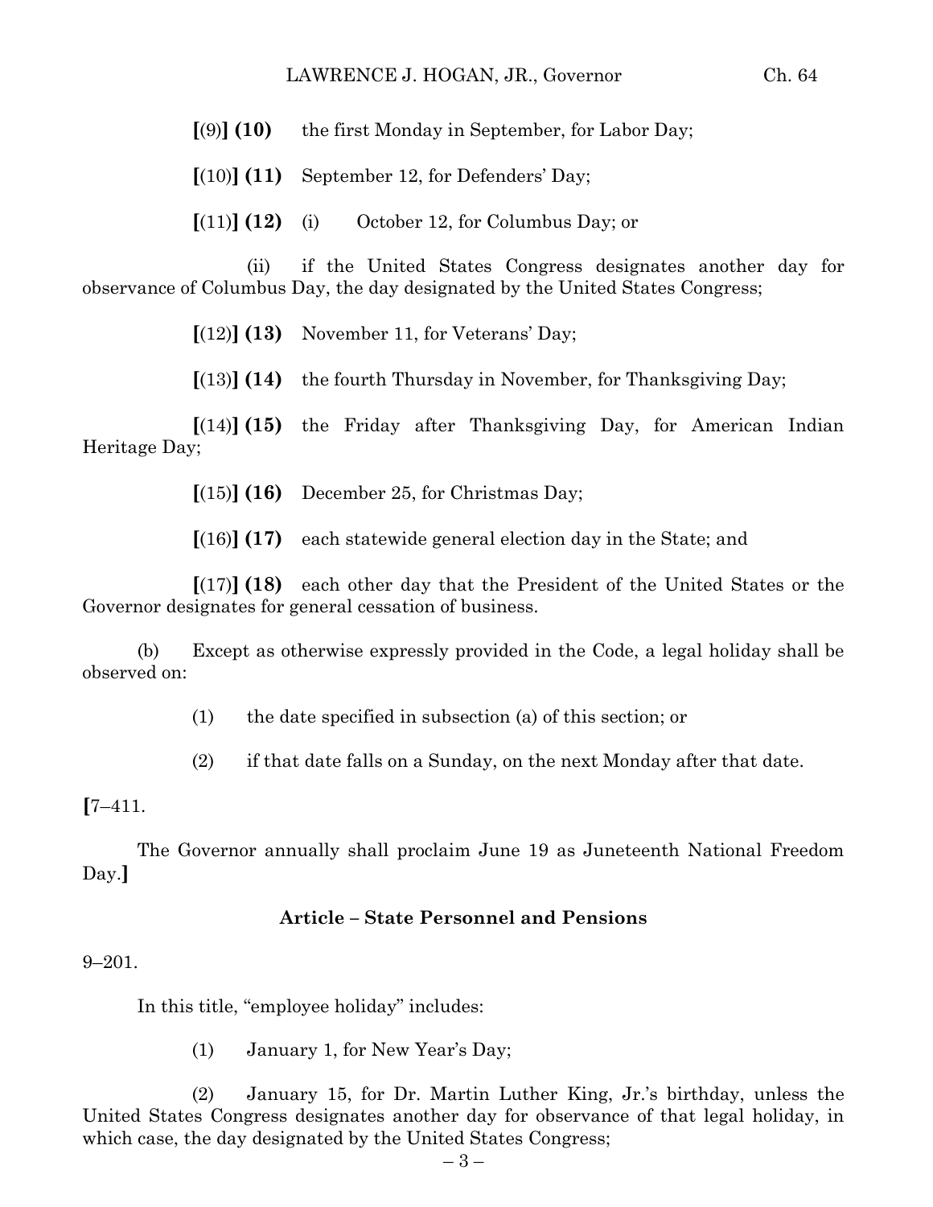**[**(9)**] (10)** the first Monday in September, for Labor Day;

**[**(10)**] (11)** September 12, for Defenders' Day;

**[**(11)**] (12)** (i) October 12, for Columbus Day; or

(ii) if the United States Congress designates another day for observance of Columbus Day, the day designated by the United States Congress;

**[**(12)**] (13)** November 11, for Veterans' Day;

**[**(13)**] (14)** the fourth Thursday in November, for Thanksgiving Day;

**[**(14)**] (15)** the Friday after Thanksgiving Day, for American Indian Heritage Day;

**[**(15)**] (16)** December 25, for Christmas Day;

**[**(16)**] (17)** each statewide general election day in the State; and

**[**(17)**] (18)** each other day that the President of the United States or the Governor designates for general cessation of business.

(b) Except as otherwise expressly provided in the Code, a legal holiday shall be observed on:

(1) the date specified in subsection (a) of this section; or

(2) if that date falls on a Sunday, on the next Monday after that date.

**[**7–411.

The Governor annually shall proclaim June 19 as Juneteenth National Freedom Day.**]**

**Article – State Personnel and Pensions**

9–201.

In this title, "employee holiday" includes:

(1) January 1, for New Year's Day;

(2) January 15, for Dr. Martin Luther King, Jr.'s birthday, unless the United States Congress designates another day for observance of that legal holiday, in which case, the day designated by the United States Congress;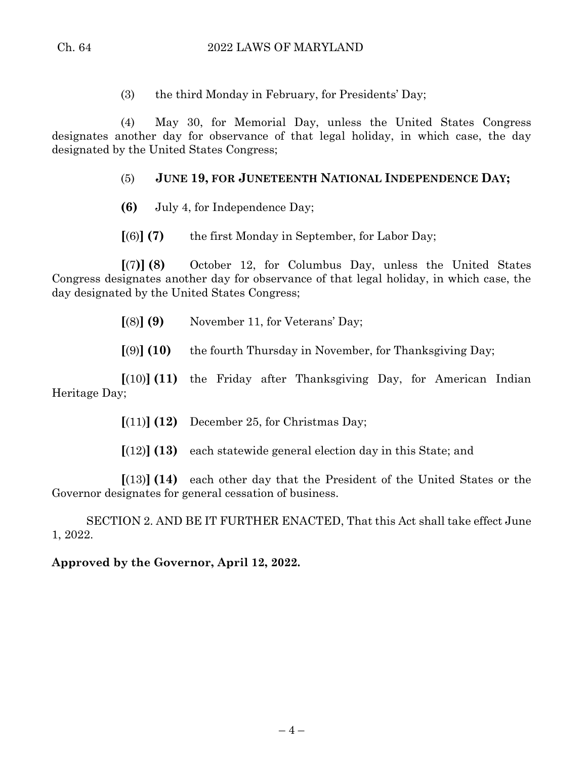(3) the third Monday in February, for Presidents' Day;

(4) May 30, for Memorial Day, unless the United States Congress designates another day for observance of that legal holiday, in which case, the day designated by the United States Congress;

(5) **JUNE 19, FOR JUNETEENTH NATIONAL INDEPENDENCE DAY;**

**(6)** July 4, for Independence Day;

**[**(6)**] (7)** the first Monday in September, for Labor Day;

**[**(7)**] (8)** October 12, for Columbus Day, unless the United States Congress designates another day for observance of that legal holiday, in which case, the day designated by the United States Congress;

**[**(8)**] (9)** November 11, for Veterans' Day;

**[**(9)**] (10)** the fourth Thursday in November, for Thanksgiving Day;

**[**(10)**] (11)** the Friday after Thanksgiving Day, for American Indian Heritage Day;

**[**(11)**] (12)** December 25, for Christmas Day;

**[**(12)**] (13)** each statewide general election day in this State; and

**[**(13)**] (14)** each other day that the President of the United States or the Governor designates for general cessation of business.

SECTION 2. AND BE IT FURTHER ENACTED, That this Act shall take effect June 1, 2022.

**Approved by the Governor, April 12, 2022.**